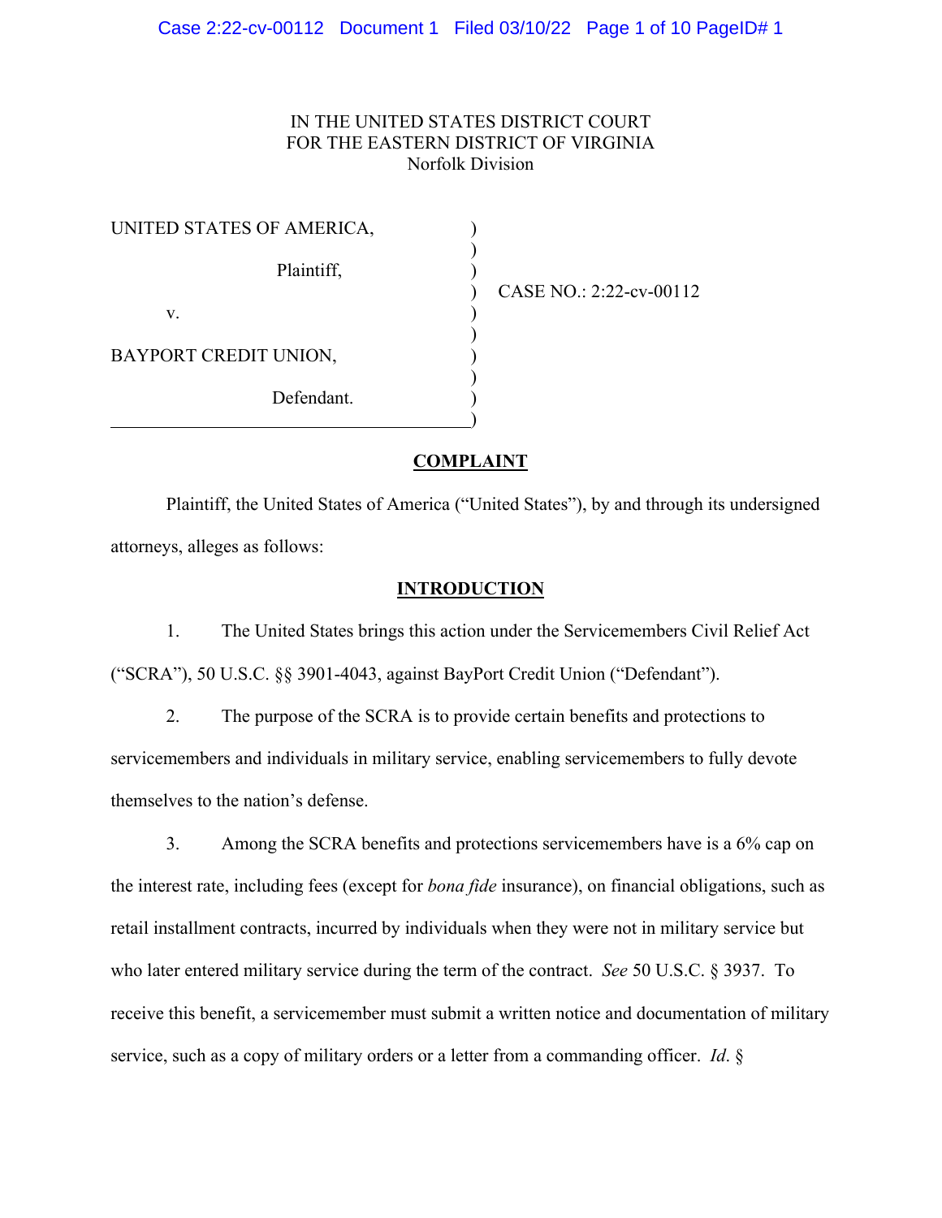IN THE UNITED STATES DISTRICT COURT
FOR THE EASTERN DISTRICT OF VIRGINIA
Norfolk Division

| | | |
|---|---|---|
| UNITED STATES OF AMERICA, Plaintiff, | ) | CASE NO.: 2:22-cv-00112 |
| v. | ) | |
| BAYPORT CREDIT UNION, Defendant. | ) | |

## COMPLAINT

Plaintiff, the United States of America ("United States"), by and through its undersigned attorneys, alleges as follows:

## INTRODUCTION

1. The United States brings this action under the Servicemembers Civil Relief Act ("SCRA"), 50 U.S.C. §§ 3901-4043, against BayPort Credit Union ("Defendant").

2. The purpose of the SCRA is to provide certain benefits and protections to servicemembers and individuals in military service, enabling servicemembers to fully devote themselves to the nation's defense.

3. Among the SCRA benefits and protections servicemembers have is a 6% cap on the interest rate, including fees (except for *bona fide* insurance), on financial obligations, such as retail installment contracts, incurred by individuals when they were not in military service but who later entered military service during the term of the contract. *See* 50 U.S.C. § 3937. To receive this benefit, a servicemember must submit a written notice and documentation of military service, such as a copy of military orders or a letter from a commanding officer. *Id*. §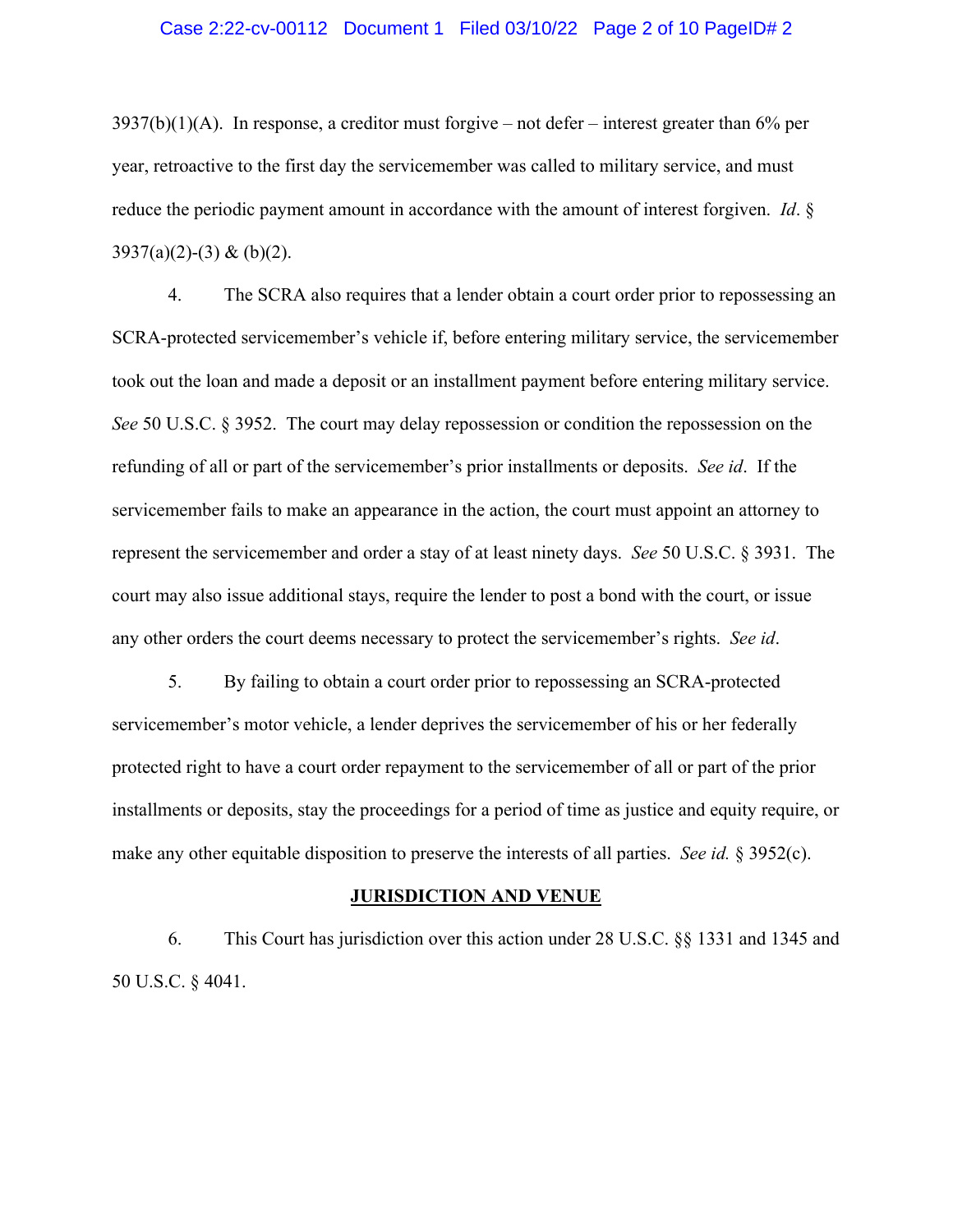3937(b)(1)(A). In response, a creditor must forgive – not defer – interest greater than 6% per year, retroactive to the first day the servicemember was called to military service, and must reduce the periodic payment amount in accordance with the amount of interest forgiven. *Id*. § 3937(a)(2)-(3) & (b)(2).

4. The SCRA also requires that a lender obtain a court order prior to repossessing an SCRA-protected servicemember's vehicle if, before entering military service, the servicemember took out the loan and made a deposit or an installment payment before entering military service. *See* 50 U.S.C. § 3952. The court may delay repossession or condition the repossession on the refunding of all or part of the servicemember's prior installments or deposits. *See id*. If the servicemember fails to make an appearance in the action, the court must appoint an attorney to represent the servicemember and order a stay of at least ninety days. *See* 50 U.S.C. § 3931. The court may also issue additional stays, require the lender to post a bond with the court, or issue any other orders the court deems necessary to protect the servicemember's rights. *See id*.

5. By failing to obtain a court order prior to repossessing an SCRA-protected servicemember's motor vehicle, a lender deprives the servicemember of his or her federally protected right to have a court order repayment to the servicemember of all or part of the prior installments or deposits, stay the proceedings for a period of time as justice and equity require, or make any other equitable disposition to preserve the interests of all parties. *See id.* § 3952(c).

## JURISDICTION AND VENUE

6. This Court has jurisdiction over this action under 28 U.S.C. §§ 1331 and 1345 and 50 U.S.C. § 4041.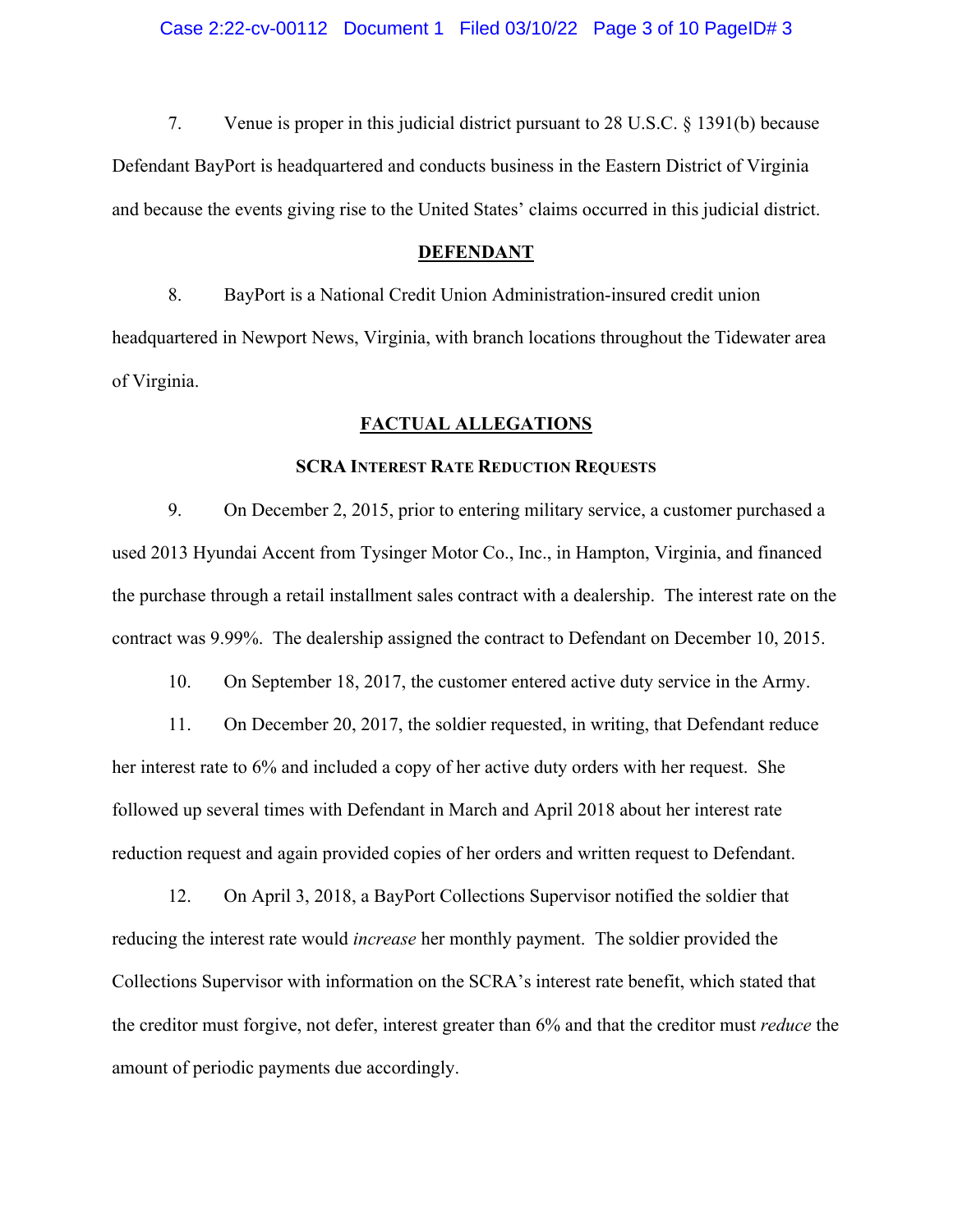7. Venue is proper in this judicial district pursuant to 28 U.S.C. § 1391(b) because Defendant BayPort is headquartered and conducts business in the Eastern District of Virginia and because the events giving rise to the United States' claims occurred in this judicial district.

## DEFENDANT

8. BayPort is a National Credit Union Administration-insured credit union headquartered in Newport News, Virginia, with branch locations throughout the Tidewater area of Virginia.

## FACTUAL ALLEGATIONS

### SCRA Interest Rate Reduction Requests

9. On December 2, 2015, prior to entering military service, a customer purchased a used 2013 Hyundai Accent from Tysinger Motor Co., Inc., in Hampton, Virginia, and financed the purchase through a retail installment sales contract with a dealership. The interest rate on the contract was 9.99%. The dealership assigned the contract to Defendant on December 10, 2015.

10. On September 18, 2017, the customer entered active duty service in the Army.

11. On December 20, 2017, the soldier requested, in writing, that Defendant reduce her interest rate to 6% and included a copy of her active duty orders with her request. She followed up several times with Defendant in March and April 2018 about her interest rate reduction request and again provided copies of her orders and written request to Defendant.

12. On April 3, 2018, a BayPort Collections Supervisor notified the soldier that reducing the interest rate would *increase* her monthly payment. The soldier provided the Collections Supervisor with information on the SCRA's interest rate benefit, which stated that the creditor must forgive, not defer, interest greater than 6% and that the creditor must *reduce* the amount of periodic payments due accordingly.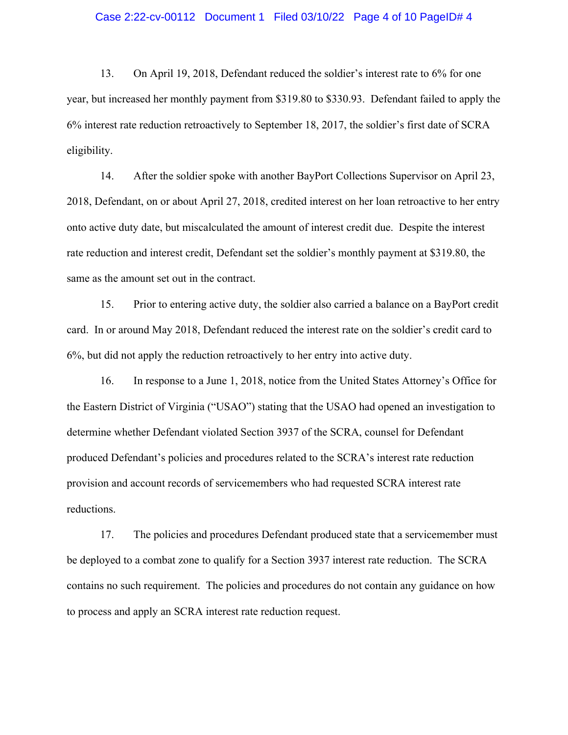13. On April 19, 2018, Defendant reduced the soldier's interest rate to 6% for one year, but increased her monthly payment from $319.80 to $330.93. Defendant failed to apply the 6% interest rate reduction retroactively to September 18, 2017, the soldier's first date of SCRA eligibility.

14. After the soldier spoke with another BayPort Collections Supervisor on April 23, 2018, Defendant, on or about April 27, 2018, credited interest on her loan retroactive to her entry onto active duty date, but miscalculated the amount of interest credit due. Despite the interest rate reduction and interest credit, Defendant set the soldier's monthly payment at $319.80, the same as the amount set out in the contract.

15. Prior to entering active duty, the soldier also carried a balance on a BayPort credit card. In or around May 2018, Defendant reduced the interest rate on the soldier's credit card to 6%, but did not apply the reduction retroactively to her entry into active duty.

16. In response to a June 1, 2018, notice from the United States Attorney's Office for the Eastern District of Virginia ("USAO") stating that the USAO had opened an investigation to determine whether Defendant violated Section 3937 of the SCRA, counsel for Defendant produced Defendant's policies and procedures related to the SCRA's interest rate reduction provision and account records of servicemembers who had requested SCRA interest rate reductions.

17. The policies and procedures Defendant produced state that a servicemember must be deployed to a combat zone to qualify for a Section 3937 interest rate reduction. The SCRA contains no such requirement. The policies and procedures do not contain any guidance on how to process and apply an SCRA interest rate reduction request.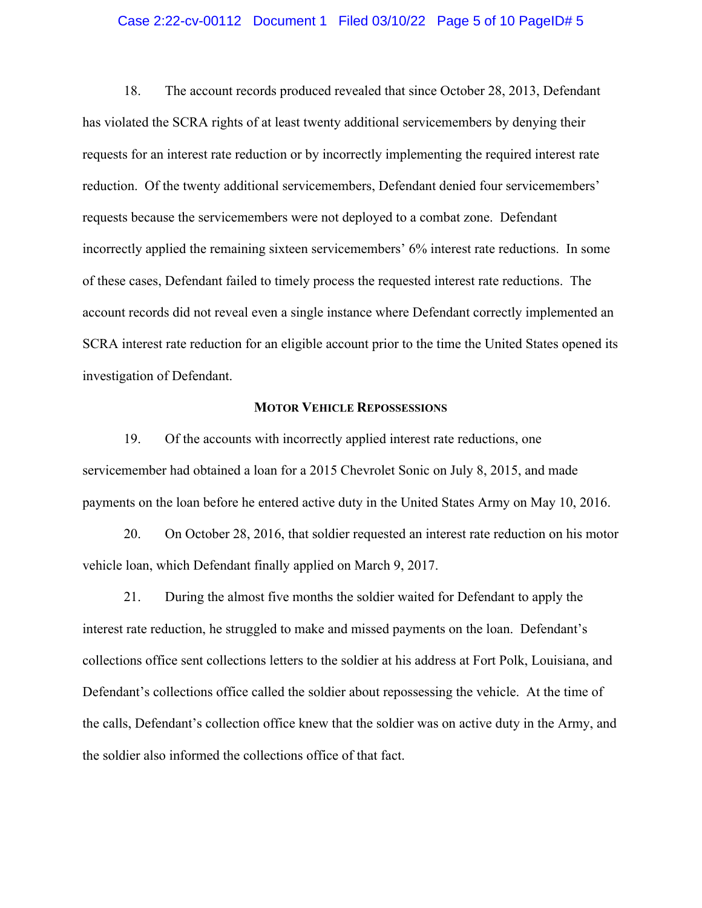18. The account records produced revealed that since October 28, 2013, Defendant has violated the SCRA rights of at least twenty additional servicemembers by denying their requests for an interest rate reduction or by incorrectly implementing the required interest rate reduction. Of the twenty additional servicemembers, Defendant denied four servicemembers' requests because the servicemembers were not deployed to a combat zone. Defendant incorrectly applied the remaining sixteen servicemembers' 6% interest rate reductions. In some of these cases, Defendant failed to timely process the requested interest rate reductions. The account records did not reveal even a single instance where Defendant correctly implemented an SCRA interest rate reduction for an eligible account prior to the time the United States opened its investigation of Defendant.

### Motor Vehicle Repossessions

19. Of the accounts with incorrectly applied interest rate reductions, one servicemember had obtained a loan for a 2015 Chevrolet Sonic on July 8, 2015, and made payments on the loan before he entered active duty in the United States Army on May 10, 2016.

20. On October 28, 2016, that soldier requested an interest rate reduction on his motor vehicle loan, which Defendant finally applied on March 9, 2017.

21. During the almost five months the soldier waited for Defendant to apply the interest rate reduction, he struggled to make and missed payments on the loan. Defendant's collections office sent collections letters to the soldier at his address at Fort Polk, Louisiana, and Defendant's collections office called the soldier about repossessing the vehicle. At the time of the calls, Defendant's collection office knew that the soldier was on active duty in the Army, and the soldier also informed the collections office of that fact.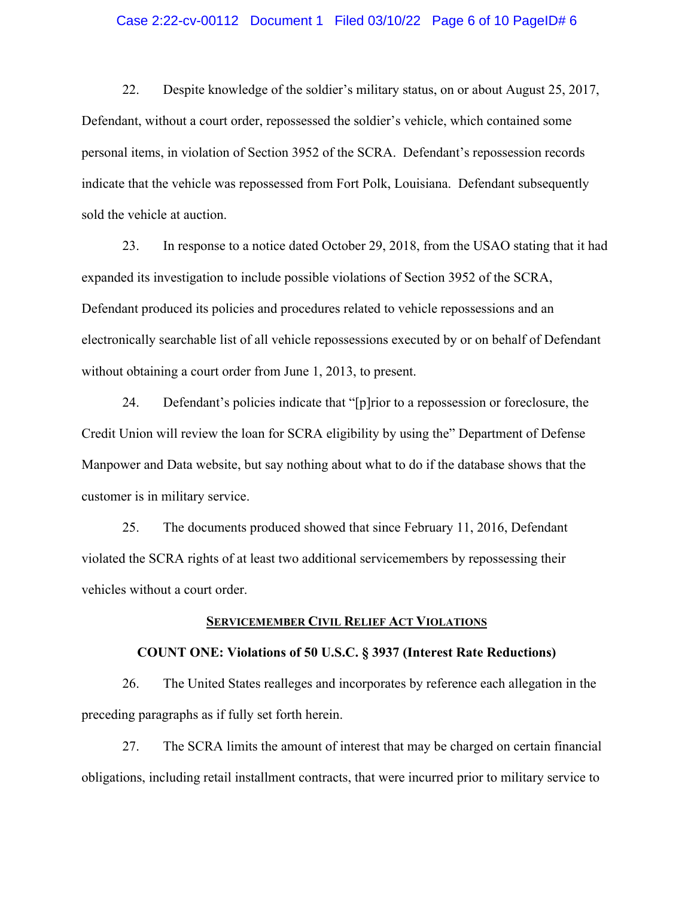22. Despite knowledge of the soldier's military status, on or about August 25, 2017, Defendant, without a court order, repossessed the soldier's vehicle, which contained some personal items, in violation of Section 3952 of the SCRA. Defendant's repossession records indicate that the vehicle was repossessed from Fort Polk, Louisiana. Defendant subsequently sold the vehicle at auction.

23. In response to a notice dated October 29, 2018, from the USAO stating that it had expanded its investigation to include possible violations of Section 3952 of the SCRA, Defendant produced its policies and procedures related to vehicle repossessions and an electronically searchable list of all vehicle repossessions executed by or on behalf of Defendant without obtaining a court order from June 1, 2013, to present.

24. Defendant's policies indicate that "[p]rior to a repossession or foreclosure, the Credit Union will review the loan for SCRA eligibility by using the" Department of Defense Manpower and Data website, but say nothing about what to do if the database shows that the customer is in military service.

25. The documents produced showed that since February 11, 2016, Defendant violated the SCRA rights of at least two additional servicemembers by repossessing their vehicles without a court order.

## SERVICEMEMBER CIVIL RELIEF ACT VIOLATIONS

### COUNT ONE: Violations of 50 U.S.C. § 3937 (Interest Rate Reductions)

26. The United States realleges and incorporates by reference each allegation in the preceding paragraphs as if fully set forth herein.

27. The SCRA limits the amount of interest that may be charged on certain financial obligations, including retail installment contracts, that were incurred prior to military service to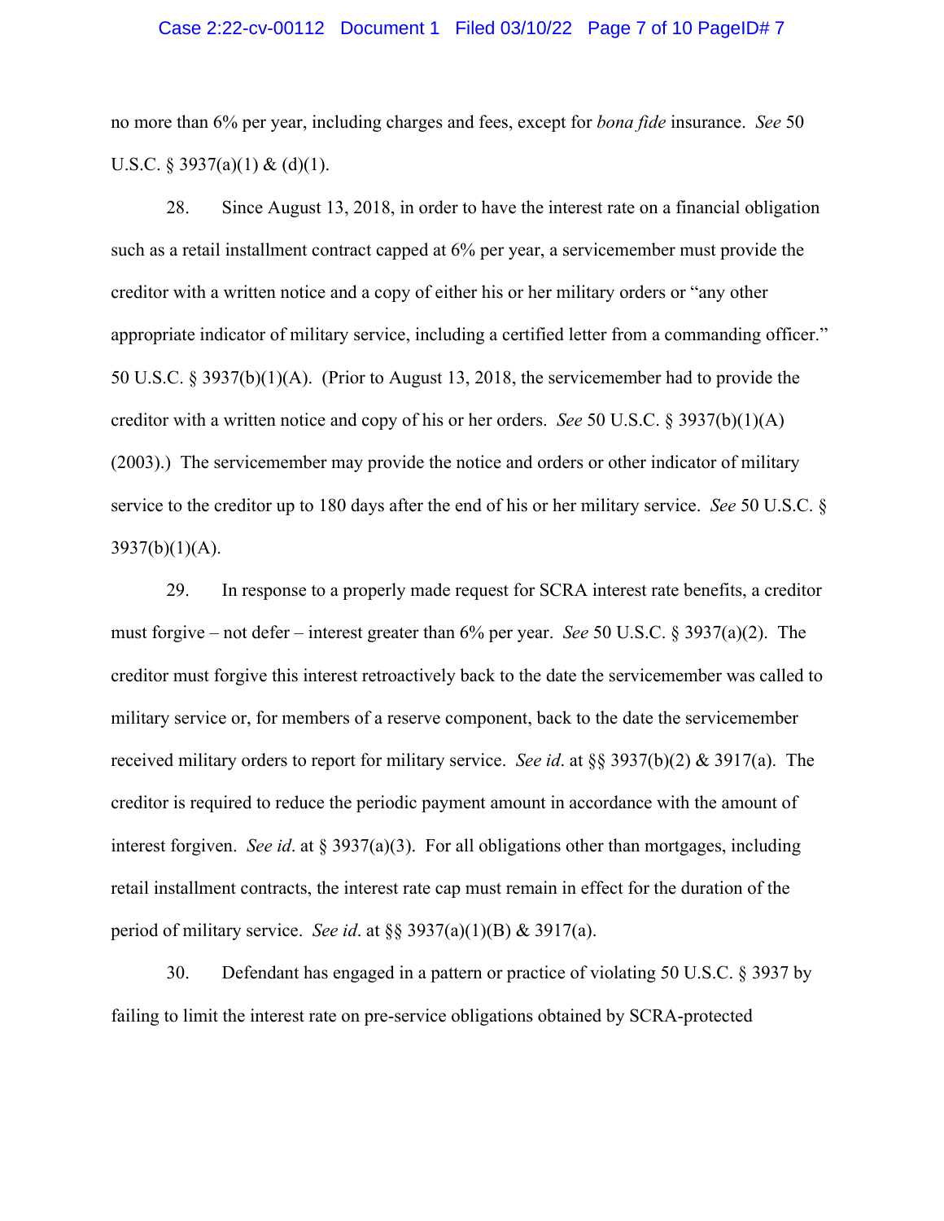no more than 6% per year, including charges and fees, except for *bona fide* insurance. *See* 50 U.S.C. § 3937(a)(1) & (d)(1).

28. Since August 13, 2018, in order to have the interest rate on a financial obligation such as a retail installment contract capped at 6% per year, a servicemember must provide the creditor with a written notice and a copy of either his or her military orders or "any other appropriate indicator of military service, including a certified letter from a commanding officer." 50 U.S.C. § 3937(b)(1)(A). (Prior to August 13, 2018, the servicemember had to provide the creditor with a written notice and copy of his or her orders. *See* 50 U.S.C. § 3937(b)(1)(A) (2003).) The servicemember may provide the notice and orders or other indicator of military service to the creditor up to 180 days after the end of his or her military service. *See* 50 U.S.C. § 3937(b)(1)(A).

29. In response to a properly made request for SCRA interest rate benefits, a creditor must forgive – not defer – interest greater than 6% per year. *See* 50 U.S.C. § 3937(a)(2). The creditor must forgive this interest retroactively back to the date the servicemember was called to military service or, for members of a reserve component, back to the date the servicemember received military orders to report for military service. *See id*. at §§ 3937(b)(2) & 3917(a). The creditor is required to reduce the periodic payment amount in accordance with the amount of interest forgiven. *See id*. at § 3937(a)(3). For all obligations other than mortgages, including retail installment contracts, the interest rate cap must remain in effect for the duration of the period of military service. *See id*. at §§ 3937(a)(1)(B) & 3917(a).

30. Defendant has engaged in a pattern or practice of violating 50 U.S.C. § 3937 by failing to limit the interest rate on pre-service obligations obtained by SCRA-protected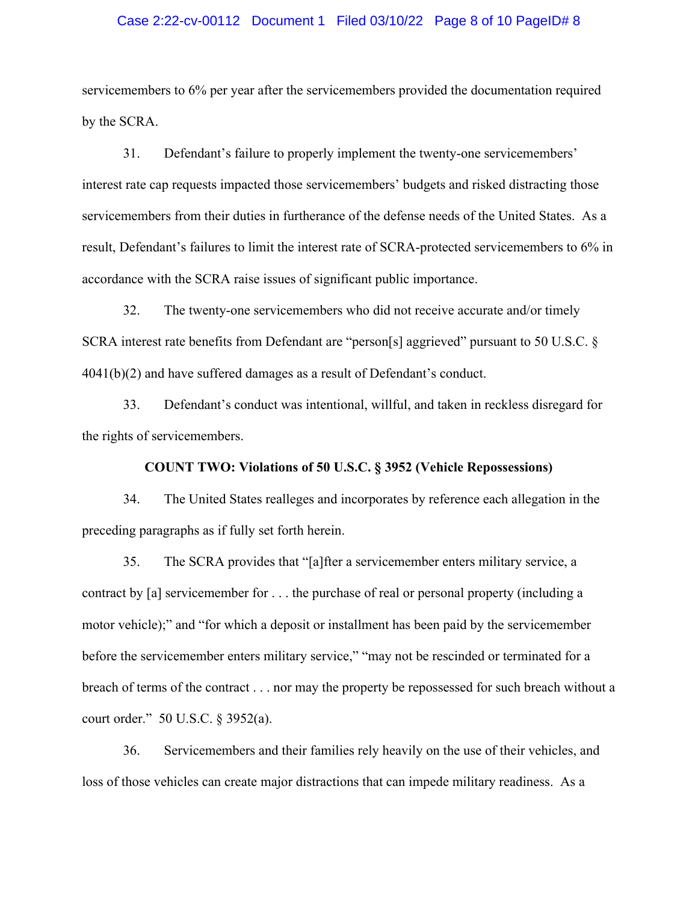servicemembers to 6% per year after the servicemembers provided the documentation required by the SCRA.

31. Defendant's failure to properly implement the twenty-one servicemembers' interest rate cap requests impacted those servicemembers' budgets and risked distracting those servicemembers from their duties in furtherance of the defense needs of the United States. As a result, Defendant's failures to limit the interest rate of SCRA-protected servicemembers to 6% in accordance with the SCRA raise issues of significant public importance.

32. The twenty-one servicemembers who did not receive accurate and/or timely SCRA interest rate benefits from Defendant are "person[s] aggrieved" pursuant to 50 U.S.C. § 4041(b)(2) and have suffered damages as a result of Defendant's conduct.

33. Defendant's conduct was intentional, willful, and taken in reckless disregard for the rights of servicemembers.

**COUNT TWO: Violations of 50 U.S.C. § 3952 (Vehicle Repossessions)**

34. The United States realleges and incorporates by reference each allegation in the preceding paragraphs as if fully set forth herein.

35. The SCRA provides that "[a]fter a servicemember enters military service, a contract by [a] servicemember for . . . the purchase of real or personal property (including a motor vehicle);" and "for which a deposit or installment has been paid by the servicemember before the servicemember enters military service," "may not be rescinded or terminated for a breach of terms of the contract . . . nor may the property be repossessed for such breach without a court order." 50 U.S.C. § 3952(a).

36. Servicemembers and their families rely heavily on the use of their vehicles, and loss of those vehicles can create major distractions that can impede military readiness. As a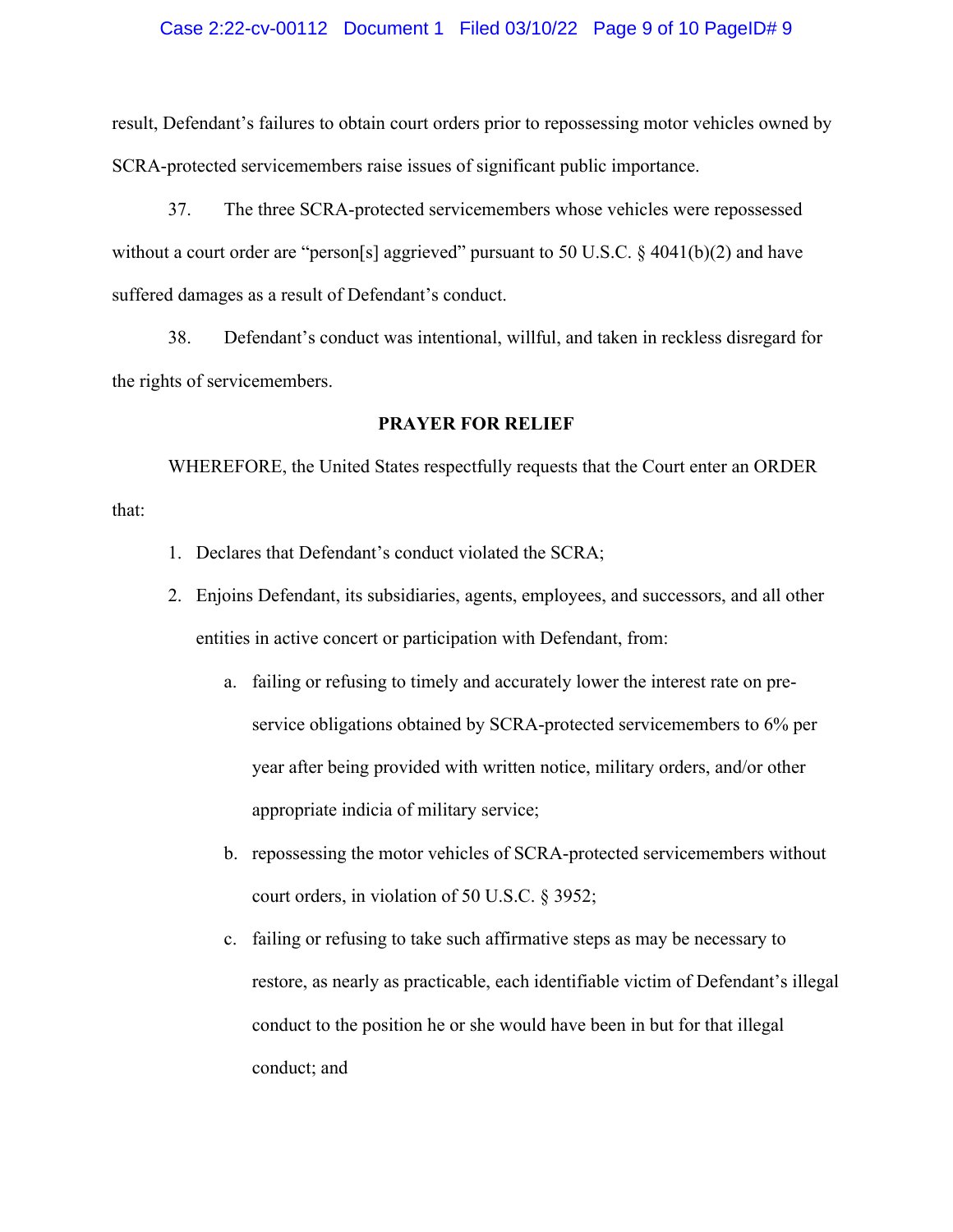result, Defendant's failures to obtain court orders prior to repossessing motor vehicles owned by SCRA-protected servicemembers raise issues of significant public importance.

37. The three SCRA-protected servicemembers whose vehicles were repossessed without a court order are "person[s] aggrieved" pursuant to 50 U.S.C. § 4041(b)(2) and have suffered damages as a result of Defendant's conduct.

38. Defendant's conduct was intentional, willful, and taken in reckless disregard for the rights of servicemembers.

**PRAYER FOR RELIEF**

WHEREFORE, the United States respectfully requests that the Court enter an ORDER that:

1. Declares that Defendant's conduct violated the SCRA;
2. Enjoins Defendant, its subsidiaries, agents, employees, and successors, and all other entities in active concert or participation with Defendant, from:
   a. failing or refusing to timely and accurately lower the interest rate on pre-service obligations obtained by SCRA-protected servicemembers to 6% per year after being provided with written notice, military orders, and/or other appropriate indicia of military service;
   b. repossessing the motor vehicles of SCRA-protected servicemembers without court orders, in violation of 50 U.S.C. § 3952;
   c. failing or refusing to take such affirmative steps as may be necessary to restore, as nearly as practicable, each identifiable victim of Defendant's illegal conduct to the position he or she would have been in but for that illegal conduct; and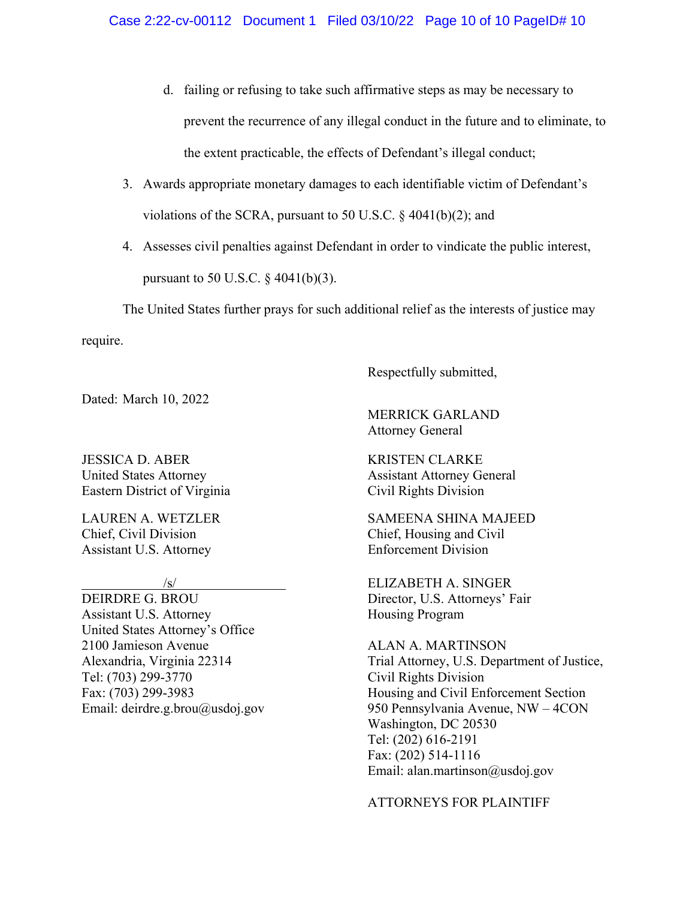d. failing or refusing to take such affirmative steps as may be necessary to prevent the recurrence of any illegal conduct in the future and to eliminate, to the extent practicable, the effects of Defendant's illegal conduct;

3. Awards appropriate monetary damages to each identifiable victim of Defendant's violations of the SCRA, pursuant to 50 U.S.C. § 4041(b)(2); and

4. Assesses civil penalties against Defendant in order to vindicate the public interest, pursuant to 50 U.S.C. § 4041(b)(3).

The United States further prays for such additional relief as the interests of justice may require.

Dated: March 10, 2022

Respectfully submitted,

MERRICK GARLAND
Attorney General

KRISTEN CLARKE
Assistant Attorney General
Civil Rights Division

SAMEENA SHINA MAJEED
Chief, Housing and Civil Enforcement Division

ELIZABETH A. SINGER
Director, U.S. Attorneys' Fair Housing Program

ALAN A. MARTINSON
Trial Attorney, U.S. Department of Justice,
Civil Rights Division
Housing and Civil Enforcement Section
950 Pennsylvania Avenue, NW – 4CON
Washington, DC 20530
Tel: (202) 616-2191
Fax: (202) 514-1116
Email: alan.martinson@usdoj.gov

JESSICA D. ABER
United States Attorney
Eastern District of Virginia

LAUREN A. WETZLER
Chief, Civil Division
Assistant U.S. Attorney

/s/
DEIRDRE G. BROU
Assistant U.S. Attorney
United States Attorney's Office
2100 Jamieson Avenue
Alexandria, Virginia 22314
Tel: (703) 299-3770
Fax: (703) 299-3983
Email: deirdre.g.brou@usdoj.gov

ATTORNEYS FOR PLAINTIFF